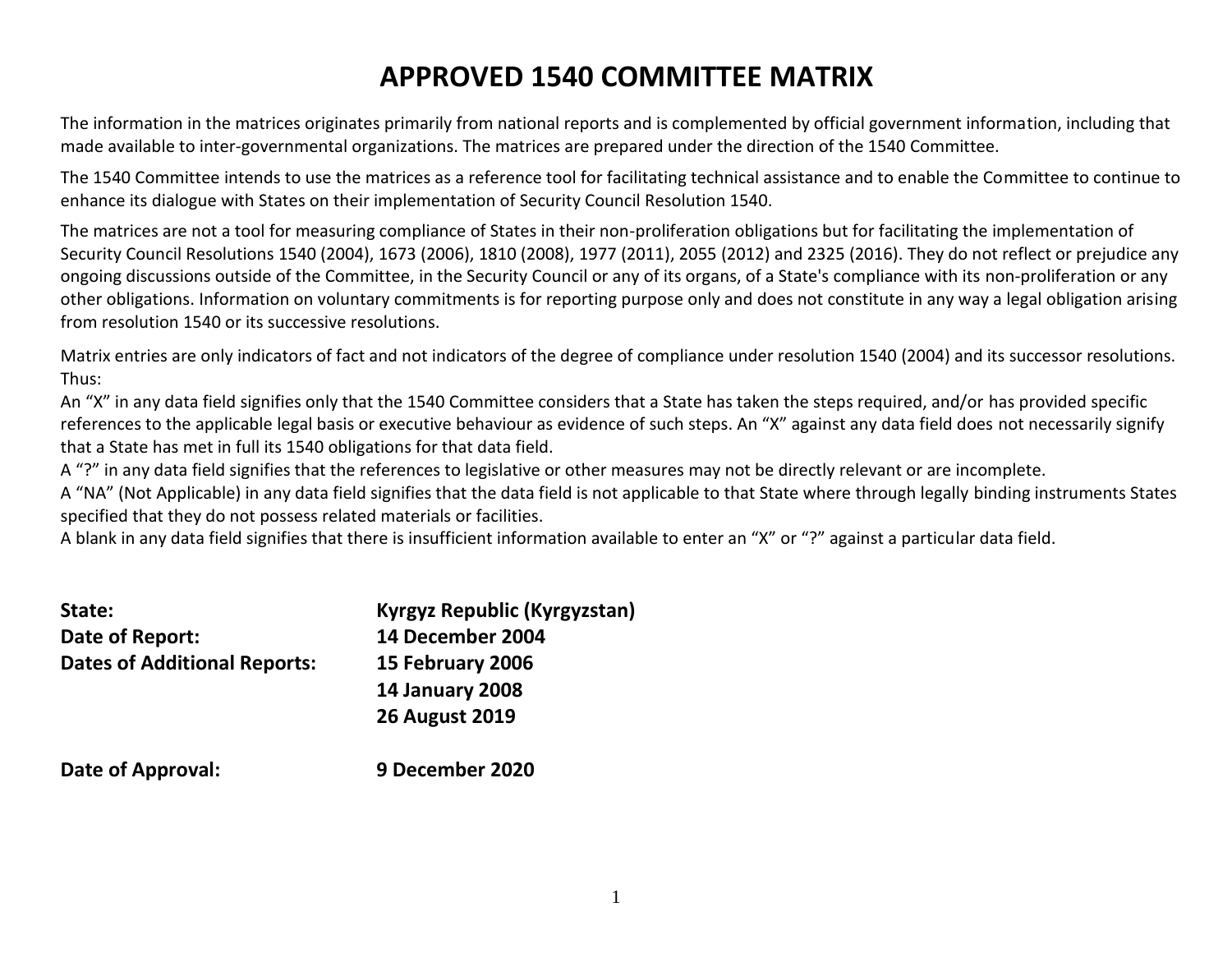# APPROVED 1540 COMMITTEE MATRIX

The information in the matrices originates primarily from national reports and is complemented by official government information, including that made available to inter-governmental organizations. The matrices are prepared under the direction of the 1540 Committee.

The 1540 Committee intends to use the matrices as a reference tool for facilitating technical assistance and to enable the Committee to continue to enhance its dialogue with States on their implementation of Security Council Resolution 1540.

The matrices are not a tool for measuring compliance of States in their non-proliferation obligations but for facilitating the implementation of Security Council Resolutions 1540 (2004), 1673 (2006), 1810 (2008), 1977 (2011), 2055 (2012) and 2325 (2016). They do not reflect or prejudice any ongoing discussions outside of the Committee, in the Security Council or any of its organs, of a State's compliance with its non-proliferation or any other obligations. Information on voluntary commitments is for reporting purpose only and does not constitute in any way a legal obligation arising from resolution 1540 or its successive resolutions.

Matrix entries are only indicators of fact and not indicators of the degree of compliance under resolution 1540 (2004) and its successor resolutions. Thus:
An "X" in any data field signifies only that the 1540 Committee considers that a State has taken the steps required, and/or has provided specific references to the applicable legal basis or executive behaviour as evidence of such steps. An "X" against any data field does not necessarily signify that a State has met in full its 1540 obligations for that data field.
A "?" in any data field signifies that the references to legislative or other measures may not be directly relevant or are incomplete.
A "NA" (Not Applicable) in any data field signifies that the data field is not applicable to that State where through legally binding instruments States specified that they do not possess related materials or facilities.
A blank in any data field signifies that there is insufficient information available to enter an "X" or "?" against a particular data field.

**State:** **Kyrgyz Republic (Kyrgyzstan)**
**Date of Report:** **14 December 2004**
**Dates of Additional Reports:** **15 February 2006**
**14 January 2008**
**26 August 2019**

**Date of Approval:** **9 December 2020**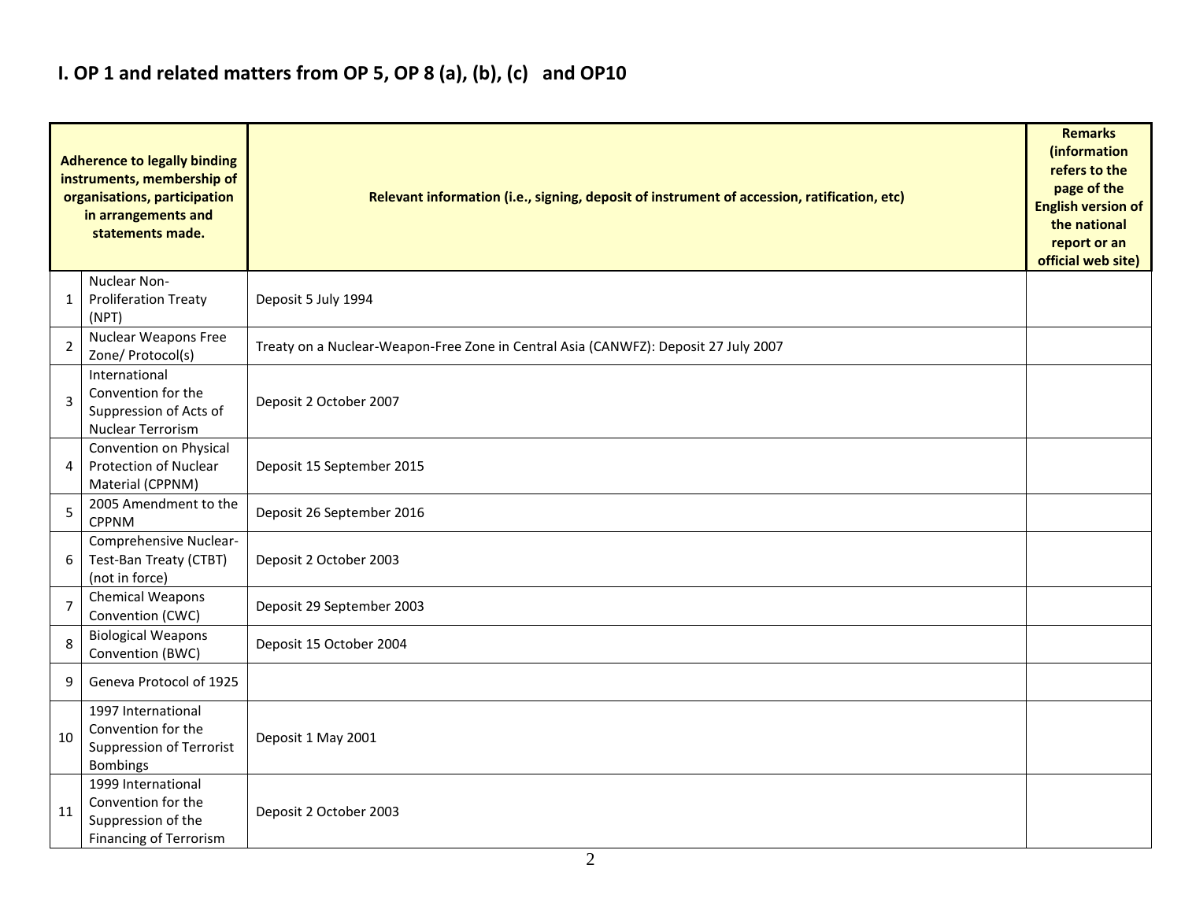## I. OP 1 and related matters from OP 5, OP 8 (a), (b), (c) and OP10

| | Adherence to legally binding instruments, membership of organisations, participation in arrangements and statements made. | Relevant information (i.e., signing, deposit of instrument of accession, ratification, etc) | Remarks (information refers to the page of the English version of the national report or an official web site) |
|---|---|---|---|
| 1 | Nuclear Non-Proliferation Treaty (NPT) | Deposit 5 July 1994 | |
| 2 | Nuclear Weapons Free Zone/ Protocol(s) | Treaty on a Nuclear-Weapon-Free Zone in Central Asia (CANWFZ): Deposit 27 July 2007 | |
| 3 | International Convention for the Suppression of Acts of Nuclear Terrorism | Deposit 2 October 2007 | |
| 4 | Convention on Physical Protection of Nuclear Material (CPPNM) | Deposit 15 September 2015 | |
| 5 | 2005 Amendment to the CPPNM | Deposit 26 September 2016 | |
| 6 | Comprehensive Nuclear-Test-Ban Treaty (CTBT) (not in force) | Deposit 2 October 2003 | |
| 7 | Chemical Weapons Convention (CWC) | Deposit 29 September 2003 | |
| 8 | Biological Weapons Convention (BWC) | Deposit 15 October 2004 | |
| 9 | Geneva Protocol of 1925 | | |
| 10 | 1997 International Convention for the Suppression of Terrorist Bombings | Deposit 1 May 2001 | |
| 11 | 1999 International Convention for the Suppression of the Financing of Terrorism | Deposit 2 October 2003 | |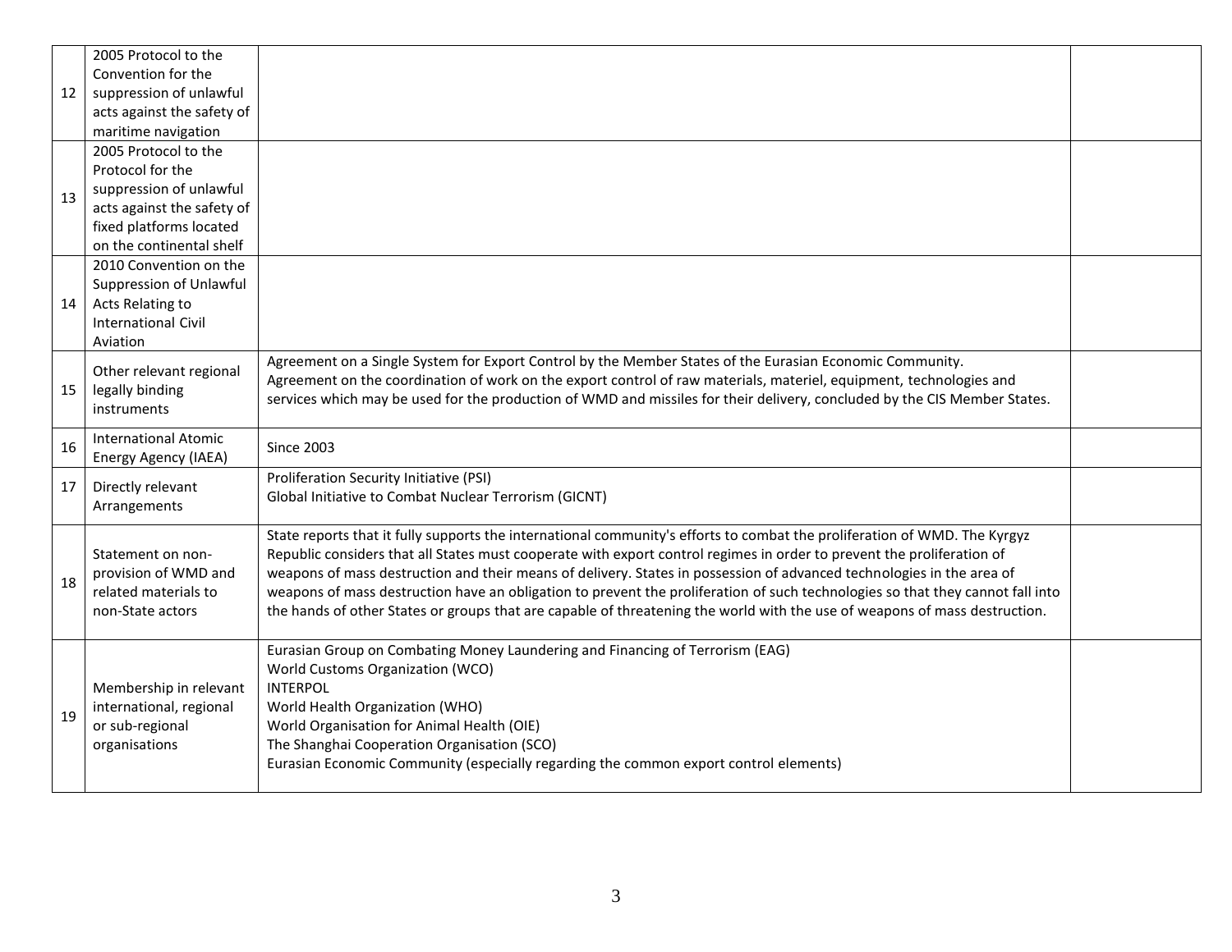| | | | |
|---|---|---|---|
| 12 | 2005 Protocol to the Convention for the suppression of unlawful acts against the safety of maritime navigation | | |
| 13 | 2005 Protocol to the Protocol for the suppression of unlawful acts against the safety of fixed platforms located on the continental shelf | | |
| 14 | 2010 Convention on the Suppression of Unlawful Acts Relating to International Civil Aviation | | |
| 15 | Other relevant regional legally binding instruments | Agreement on a Single System for Export Control by the Member States of the Eurasian Economic Community.<br>Agreement on the coordination of work on the export control of raw materials, materiel, equipment, technologies and services which may be used for the production of WMD and missiles for their delivery, concluded by the CIS Member States. | |
| 16 | International Atomic Energy Agency (IAEA) | Since 2003 | |
| 17 | Directly relevant Arrangements | Proliferation Security Initiative (PSI)<br>Global Initiative to Combat Nuclear Terrorism (GICNT) | |
| 18 | Statement on non-provision of WMD and related materials to non-State actors | State reports that it fully supports the international community's efforts to combat the proliferation of WMD. The Kyrgyz Republic considers that all States must cooperate with export control regimes in order to prevent the proliferation of weapons of mass destruction and their means of delivery. States in possession of advanced technologies in the area of weapons of mass destruction have an obligation to prevent the proliferation of such technologies so that they cannot fall into the hands of other States or groups that are capable of threatening the world with the use of weapons of mass destruction. | |
| 19 | Membership in relevant international, regional or sub-regional organisations | Eurasian Group on Combating Money Laundering and Financing of Terrorism (EAG)<br>World Customs Organization (WCO)<br>INTERPOL<br>World Health Organization (WHO)<br>World Organisation for Animal Health (OIE)<br>The Shanghai Cooperation Organisation (SCO)<br>Eurasian Economic Community (especially regarding the common export control elements) | |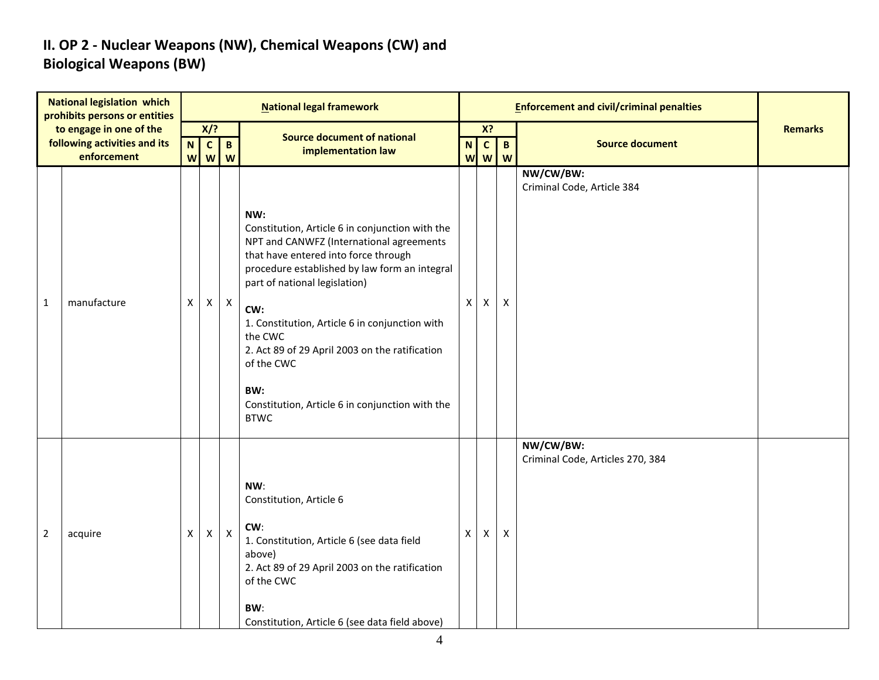## II. OP 2 - Nuclear Weapons (NW), Chemical Weapons (CW) and Biological Weapons (BW)

| National legislation which prohibits persons or entities to engage in one of the following activities and its enforcement | | National legal framework | | | | Enforcement and civil/criminal penalties | | | | Remarks |
|---|---|---|---|---|---|---|---|---|---|---|
| | | X/? | | | Source document of national implementation law | X? | | | Source document | |
| | | NW | CW | BW | | NW | CW | BW | | |
| 1 | manufacture | X | X | X | **NW:**<br>Constitution, Article 6 in conjunction with the NPT and CANWFZ (International agreements that have entered into force through procedure established by law form an integral part of national legislation)<br><br>**CW:**<br>1. Constitution, Article 6 in conjunction with the CWC<br>2. Act 89 of 29 April 2003 on the ratification of the CWC<br><br>**BW:**<br>Constitution, Article 6 in conjunction with the BTWC | X | X | X | **NW/CW/BW:**<br>Criminal Code, Article 384 | |
| 2 | acquire | X | X | X | **NW**:<br>Constitution, Article 6<br><br>**CW**:<br>1. Constitution, Article 6 (see data field above)<br>2. Act 89 of 29 April 2003 on the ratification of the CWC<br><br>**BW**:<br>Constitution, Article 6 (see data field above) | X | X | X | **NW/CW/BW:**<br>Criminal Code, Articles 270, 384 | |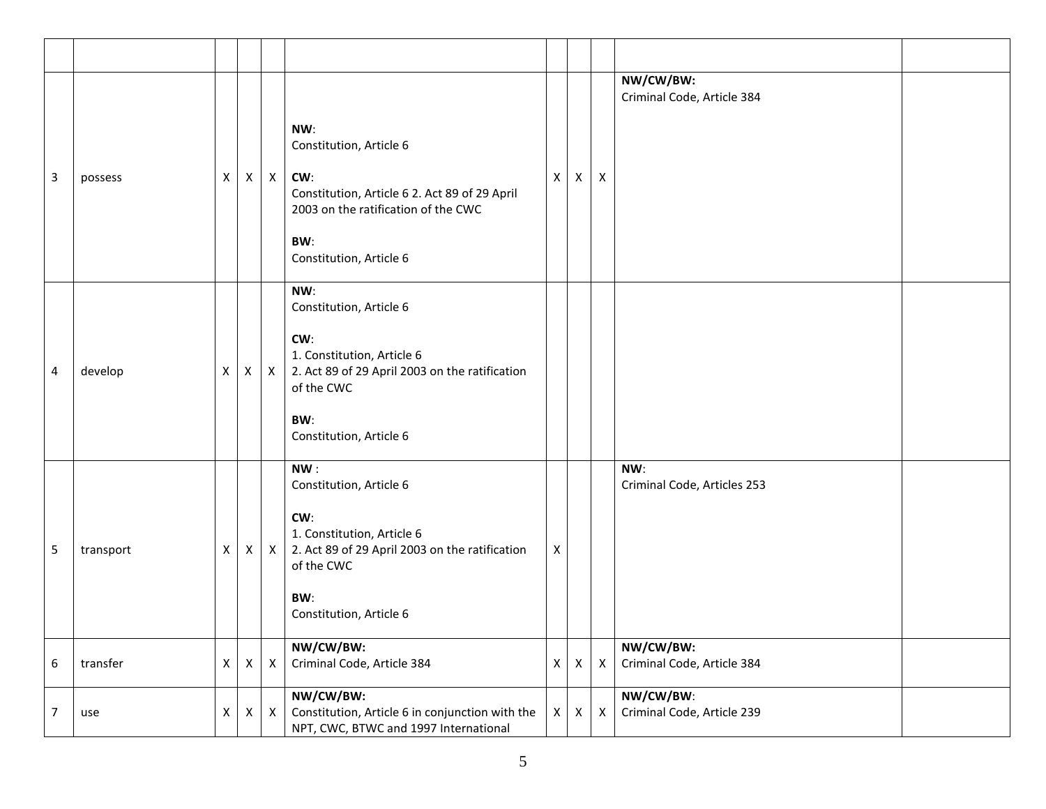| | | | | | | | | | | |
|---|---|---|---|---|---|---|---|---|---|---|
| 3 | possess | X | X | X | **NW**:<br>Constitution, Article 6<br><br>**CW**:<br>Constitution, Article 6 2. Act 89 of 29 April 2003 on the ratification of the CWC<br><br>**BW**:<br>Constitution, Article 6 | X | X | X | **NW/CW/BW:**<br>Criminal Code, Article 384 | |
| 4 | develop | X | X | X | **NW**:<br>Constitution, Article 6<br><br>**CW**:<br>1. Constitution, Article 6<br>2. Act 89 of 29 April 2003 on the ratification of the CWC<br><br>**BW**:<br>Constitution, Article 6 | | | | | |
| 5 | transport | X | X | X | **NW** :<br>Constitution, Article 6<br><br>**CW**:<br>1. Constitution, Article 6<br>2. Act 89 of 29 April 2003 on the ratification of the CWC<br><br>**BW**:<br>Constitution, Article 6 | X | | | **NW**:<br>Criminal Code, Articles 253 | |
| 6 | transfer | X | X | X | **NW/CW/BW:**<br>Criminal Code, Article 384 | X | X | X | **NW/CW/BW:**<br>Criminal Code, Article 384 | |
| 7 | use | X | X | X | **NW/CW/BW:**<br>Constitution, Article 6 in conjunction with the NPT, CWC, BTWC and 1997 International | X | X | X | **NW/CW/BW**:<br>Criminal Code, Article 239 | |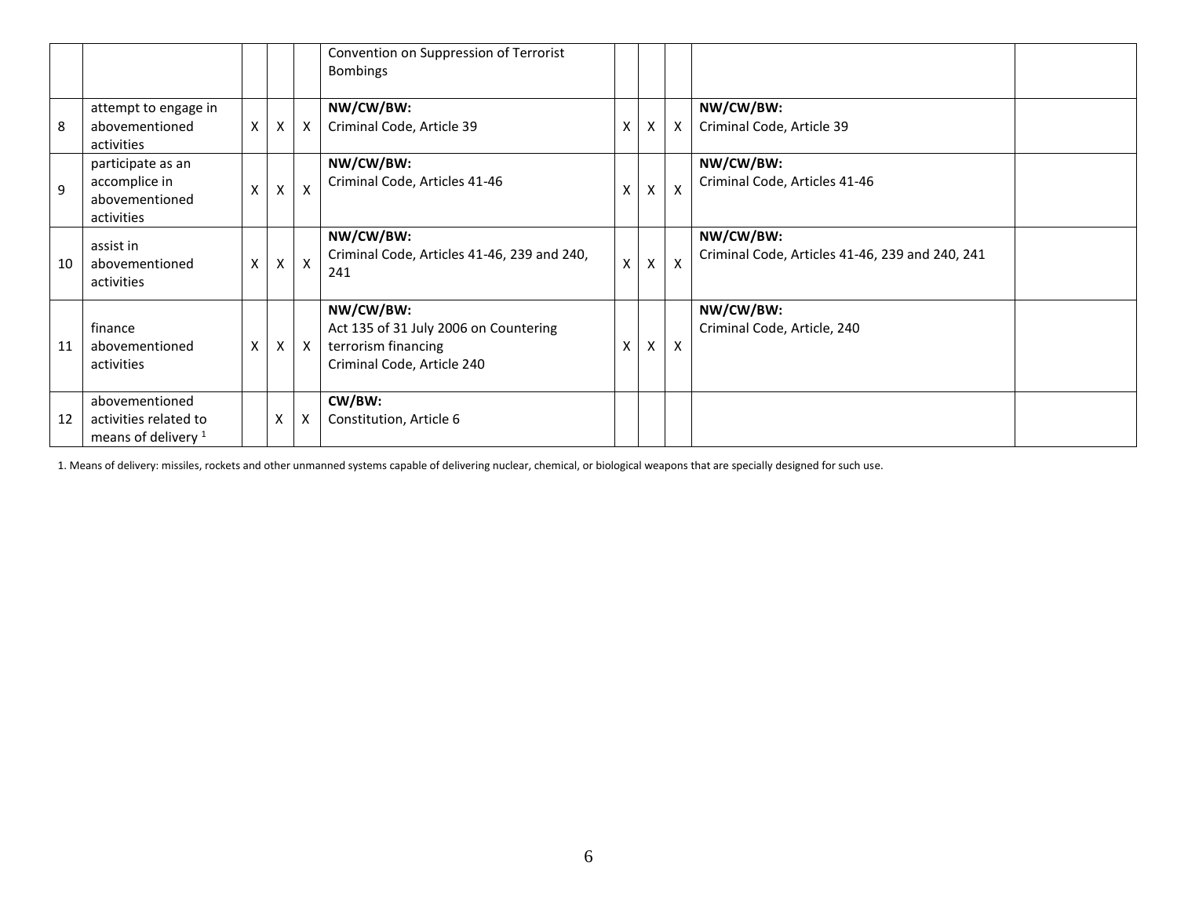| | | | | | | | | | | |
|---|---|---|---|---|---|---|---|---|---|---|
| | | | | | Convention on Suppression of Terrorist Bombings | | | | | |
| 8 | attempt to engage in abovementioned activities | X | X | X | **NW/CW/BW:** Criminal Code, Article 39 | X | X | X | **NW/CW/BW:** Criminal Code, Article 39 | |
| 9 | participate as an accomplice in abovementioned activities | X | X | X | **NW/CW/BW:** Criminal Code, Articles 41-46 | X | X | X | **NW/CW/BW:** Criminal Code, Articles 41-46 | |
| 10 | assist in abovementioned activities | X | X | X | **NW/CW/BW:** Criminal Code, Articles 41-46, 239 and 240, 241 | X | X | X | **NW/CW/BW:** Criminal Code, Articles 41-46, 239 and 240, 241 | |
| 11 | finance abovementioned activities | X | X | X | **NW/CW/BW:** Act 135 of 31 July 2006 on Countering terrorism financing Criminal Code, Article 240 | X | X | X | **NW/CW/BW:** Criminal Code, Article, 240 | |
| 12 | abovementioned activities related to means of delivery [1] | | X | X | **CW/BW:** Constitution, Article 6 | | | | | |

1. Means of delivery: missiles, rockets and other unmanned systems capable of delivering nuclear, chemical, or biological weapons that are specially designed for such use.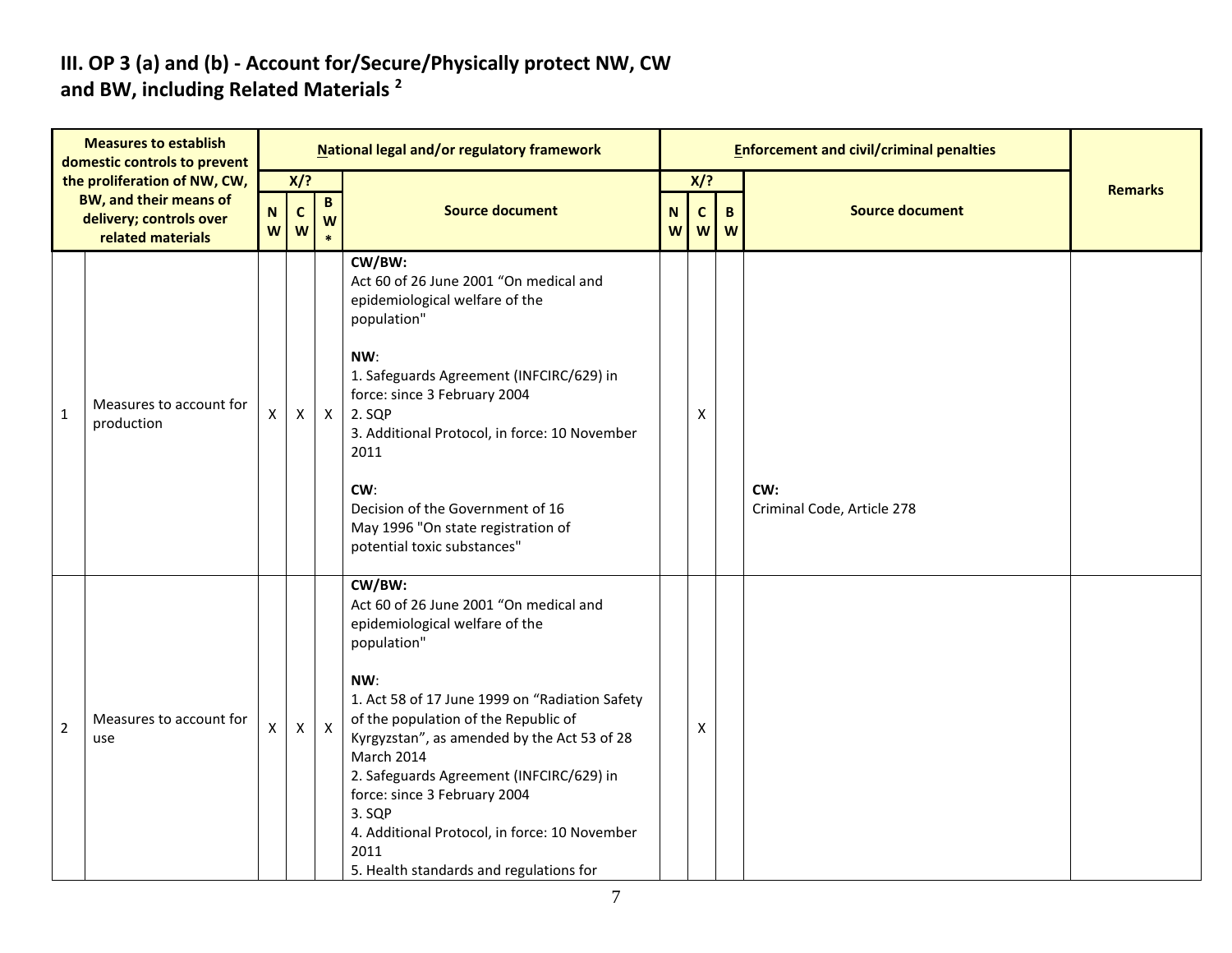## III. OP 3 (a) and (b) - Account for/Secure/Physically protect NW, CW and BW, including Related Materials [2]

| Measures to establish domestic controls to prevent the proliferation of NW, CW, BW, and their means of delivery; controls over related materials | | National legal and/or regulatory framework | | | | Enforcement and civil/criminal penalties | | | | Remarks |
|---|---|---|---|---|---|---|---|---|---|---|
| | | X/? | | | | X/? | | | | |
| | | NW | CW | BW* | Source document | NW | CW | BW | Source document | |
| 1 | Measures to account for production | X | X | X | **CW/BW:**<br>Act 60 of 26 June 2001 "On medical and epidemiological welfare of the population"<br><br>**NW**:<br>1. Safeguards Agreement (INFCIRC/629) in force: since 3 February 2004<br>2. SQP<br>3. Additional Protocol, in force: 10 November 2011<br><br>**CW**:<br>Decision of the Government of 16 May 1996 "On state registration of potential toxic substances" | | X | | **CW:**<br>Criminal Code, Article 278 | |
| 2 | Measures to account for use | X | X | X | **CW/BW:**<br>Act 60 of 26 June 2001 "On medical and epidemiological welfare of the population"<br><br>**NW**:<br>1. Act 58 of 17 June 1999 on "Radiation Safety of the population of the Republic of Kyrgyzstan", as amended by the Act 53 of 28 March 2014<br>2. Safeguards Agreement (INFCIRC/629) in force: since 3 February 2004<br>3. SQP<br>4. Additional Protocol, in force: 10 November 2011<br>5. Health standards and regulations for | | X | | | |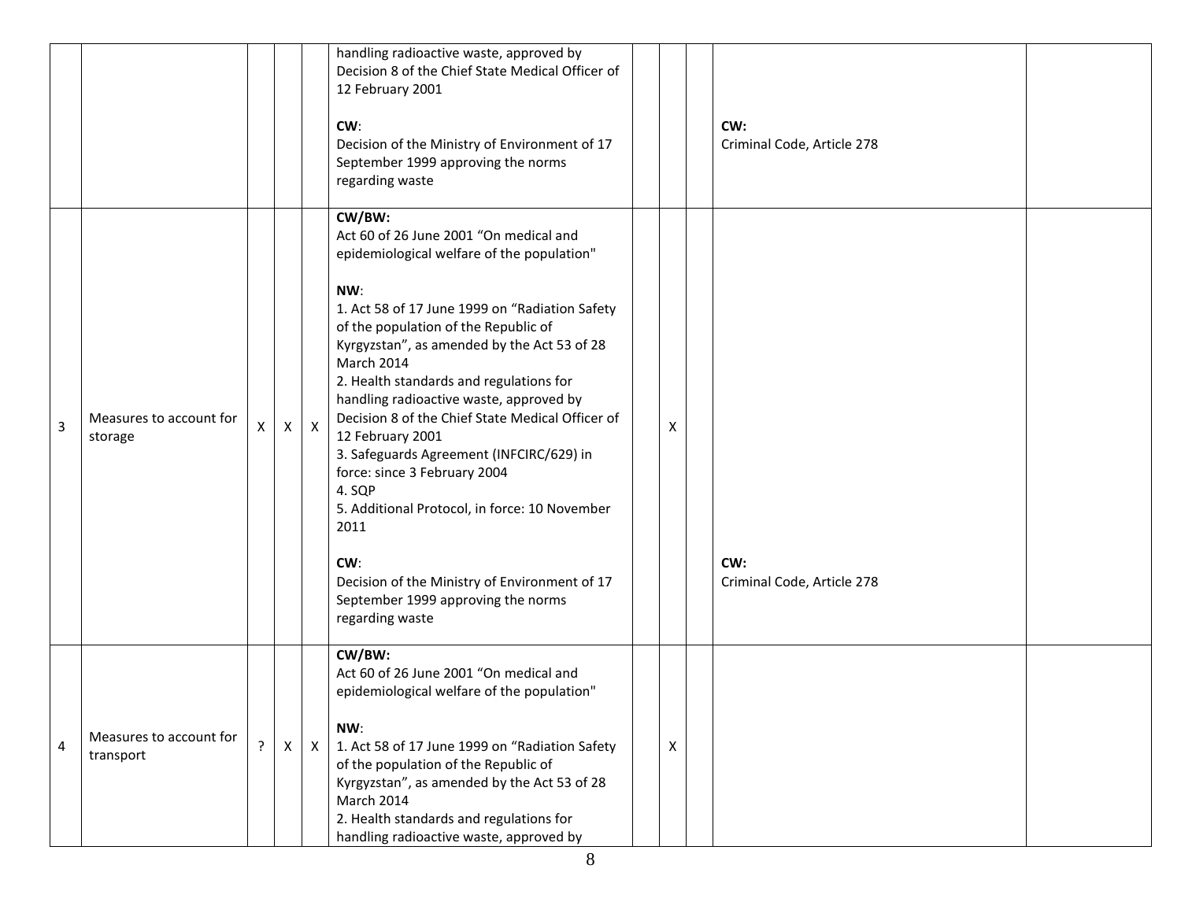| | | | | | | | | | | |
|---|---|---|---|---|---|---|---|---|---|---|
| | | | | | handling radioactive waste, approved by Decision 8 of the Chief State Medical Officer of 12 February 2001<br><br>**CW**:<br>Decision of the Ministry of Environment of 17 September 1999 approving the norms regarding waste | | | | **CW:**<br>Criminal Code, Article 278 | |
| 3 | Measures to account for storage | X | X | X | **CW/BW:**<br>Act 60 of 26 June 2001 "On medical and epidemiological welfare of the population"<br><br>**NW**:<br>1. Act 58 of 17 June 1999 on "Radiation Safety of the population of the Republic of Kyrgyzstan", as amended by the Act 53 of 28 March 2014<br>2. Health standards and regulations for handling radioactive waste, approved by Decision 8 of the Chief State Medical Officer of 12 February 2001<br>3. Safeguards Agreement (INFCIRC/629) in force: since 3 February 2004<br>4. SQP<br>5. Additional Protocol, in force: 10 November 2011<br><br>**CW**:<br>Decision of the Ministry of Environment of 17 September 1999 approving the norms regarding waste | | X | | **CW:**<br>Criminal Code, Article 278 | |
| 4 | Measures to account for transport | ? | X | X | **CW/BW:**<br>Act 60 of 26 June 2001 "On medical and epidemiological welfare of the population"<br><br>**NW**:<br>1. Act 58 of 17 June 1999 on "Radiation Safety of the population of the Republic of Kyrgyzstan", as amended by the Act 53 of 28 March 2014<br>2. Health standards and regulations for handling radioactive waste, approved by | | X | | | |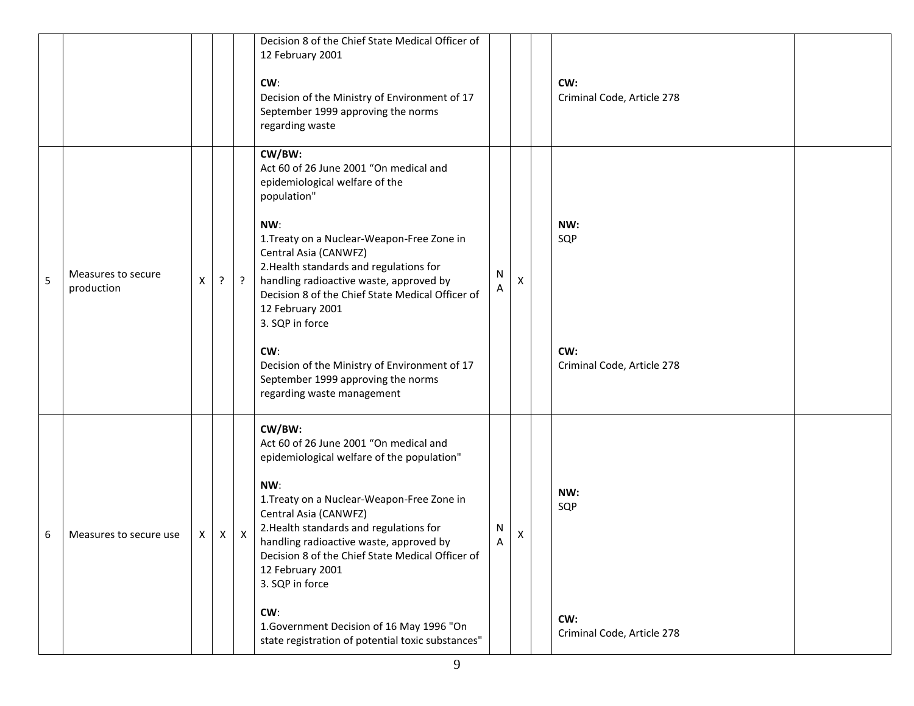| | | | | | | | | | | |
|---|---|---|---|---|---|---|---|---|---|---|
| | | | | | Decision 8 of the Chief State Medical Officer of 12 February 2001<br><br>**CW**:<br>Decision of the Ministry of Environment of 17 September 1999 approving the norms regarding waste | | | | **CW:**<br>Criminal Code, Article 278 | |
| 5 | Measures to secure production | X | ? | ? | **CW/BW:**<br>Act 60 of 26 June 2001 "On medical and epidemiological welfare of the population"<br><br>**NW**:<br>1.Treaty on a Nuclear-Weapon-Free Zone in Central Asia (CANWFZ)<br>2.Health standards and regulations for handling radioactive waste, approved by Decision 8 of the Chief State Medical Officer of 12 February 2001<br>3. SQP in force<br><br>**CW**:<br>Decision of the Ministry of Environment of 17 September 1999 approving the norms regarding waste management | NA | X | | **NW:**<br>SQP<br><br>**CW:**<br>Criminal Code, Article 278 | |
| 6 | Measures to secure use | X | X | X | **CW/BW:**<br>Act 60 of 26 June 2001 "On medical and epidemiological welfare of the population"<br><br>**NW**:<br>1.Treaty on a Nuclear-Weapon-Free Zone in Central Asia (CANWFZ)<br>2.Health standards and regulations for handling radioactive waste, approved by Decision 8 of the Chief State Medical Officer of 12 February 2001<br>3. SQP in force<br><br>**CW**:<br>1.Government Decision of 16 May 1996 "On state registration of potential toxic substances" | NA | X | | **NW:**<br>SQP<br><br>**CW:**<br>Criminal Code, Article 278 | |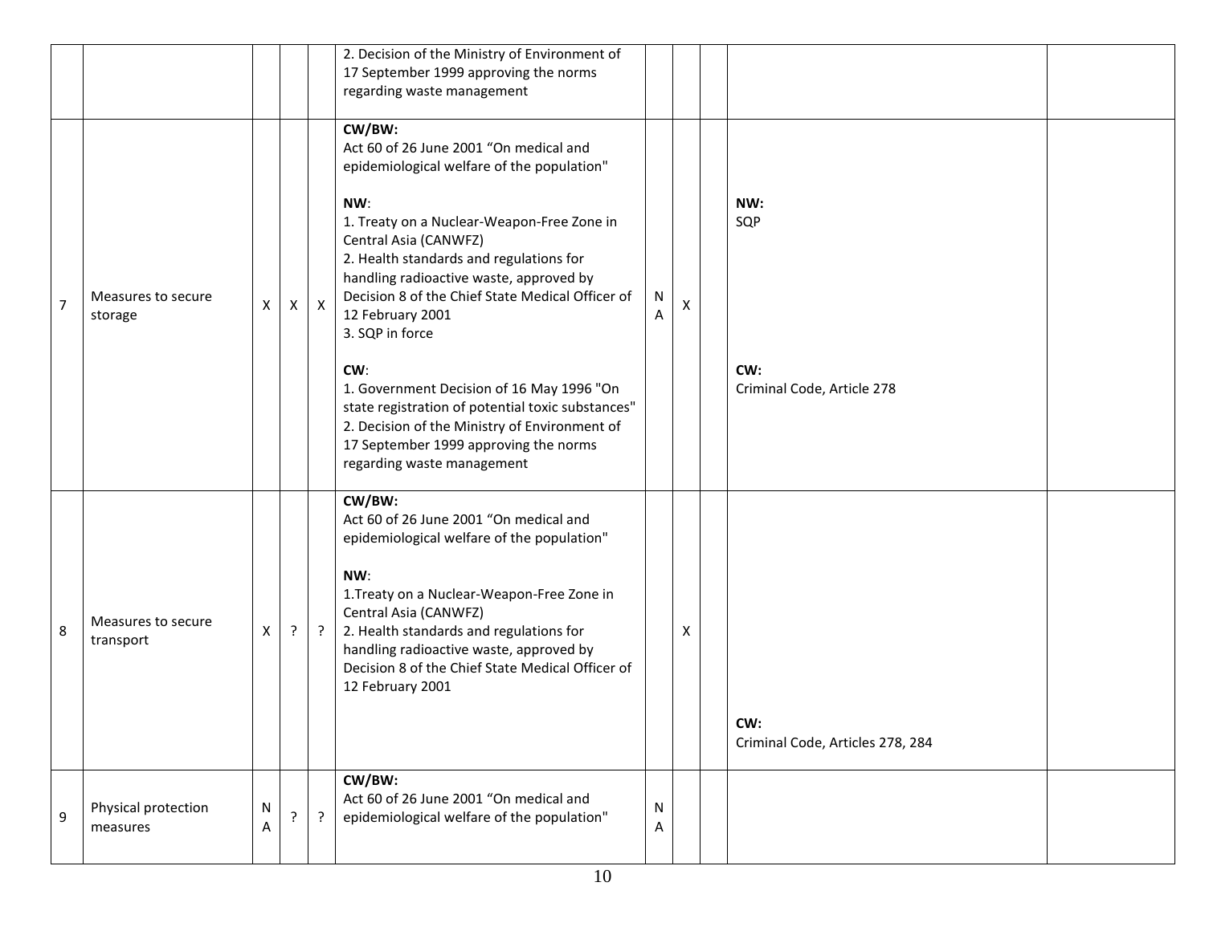| | | | | | | | | | | |
|---|---|---|---|---|---|---|---|---|---|---|
| | | | | | 2. Decision of the Ministry of Environment of 17 September 1999 approving the norms regarding waste management | | | | | |
| 7 | Measures to secure storage | X | X | X | **CW/BW:**<br>Act 60 of 26 June 2001 "On medical and epidemiological welfare of the population"<br><br>**NW**:<br>1. Treaty on a Nuclear-Weapon-Free Zone in Central Asia (CANWFZ)<br>2. Health standards and regulations for handling radioactive waste, approved by Decision 8 of the Chief State Medical Officer of 12 February 2001<br>3. SQP in force<br><br>**CW**:<br>1. Government Decision of 16 May 1996 "On state registration of potential toxic substances"<br>2. Decision of the Ministry of Environment of 17 September 1999 approving the norms regarding waste management | NA | X | | **NW:**<br>SQP<br><br>**CW:**<br>Criminal Code, Article 278 | |
| 8 | Measures to secure transport | X | ? | ? | **CW/BW:**<br>Act 60 of 26 June 2001 "On medical and epidemiological welfare of the population"<br><br>**NW**:<br>1.Treaty on a Nuclear-Weapon-Free Zone in Central Asia (CANWFZ)<br>2. Health standards and regulations for handling radioactive waste, approved by Decision 8 of the Chief State Medical Officer of 12 February 2001 | | X | | **CW:**<br>Criminal Code, Articles 278, 284 | |
| 9 | Physical protection measures | NA | ? | ? | **CW/BW:**<br>Act 60 of 26 June 2001 "On medical and epidemiological welfare of the population" | NA | | | | |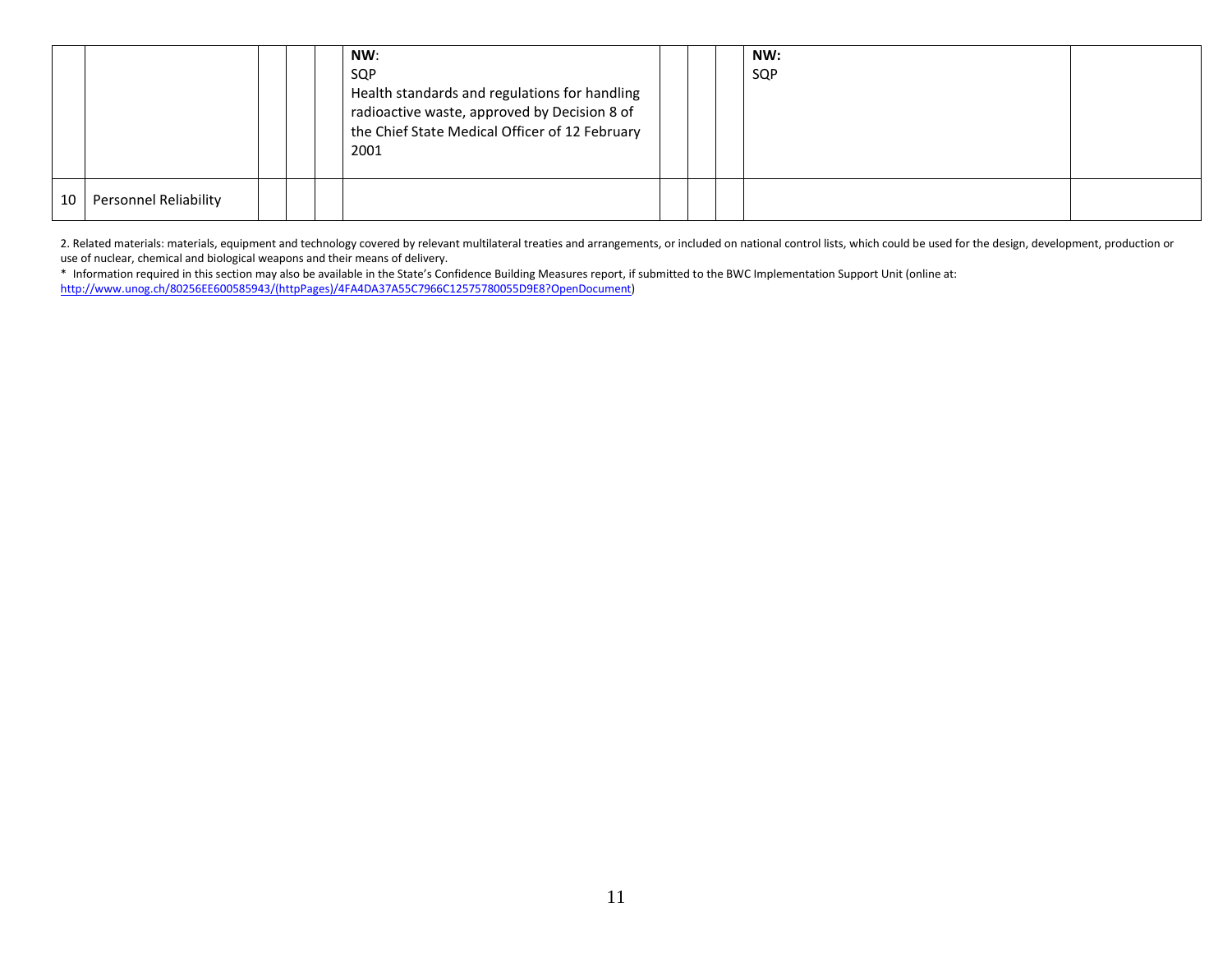|  |  |  |  |  |  |  |  |  |  |  |
|---|---|---|---|---|---|---|---|---|---|---|
|  |  |  |  |  | **NW**:<br>SQP<br>Health standards and regulations for handling radioactive waste, approved by Decision 8 of the Chief State Medical Officer of 12 February 2001 |  |  |  | **NW:**<br>SQP |  |
| 10 | Personnel Reliability |  |  |  |  |  |  |  |  |  |

2. Related materials: materials, equipment and technology covered by relevant multilateral treaties and arrangements, or included on national control lists, which could be used for the design, development, production or use of nuclear, chemical and biological weapons and their means of delivery.

\* Information required in this section may also be available in the State's Confidence Building Measures report, if submitted to the BWC Implementation Support Unit (online at: http://www.unog.ch/80256EE600585943/(httpPages)/4FA4DA37A55C7966C12575780055D9E8?OpenDocument)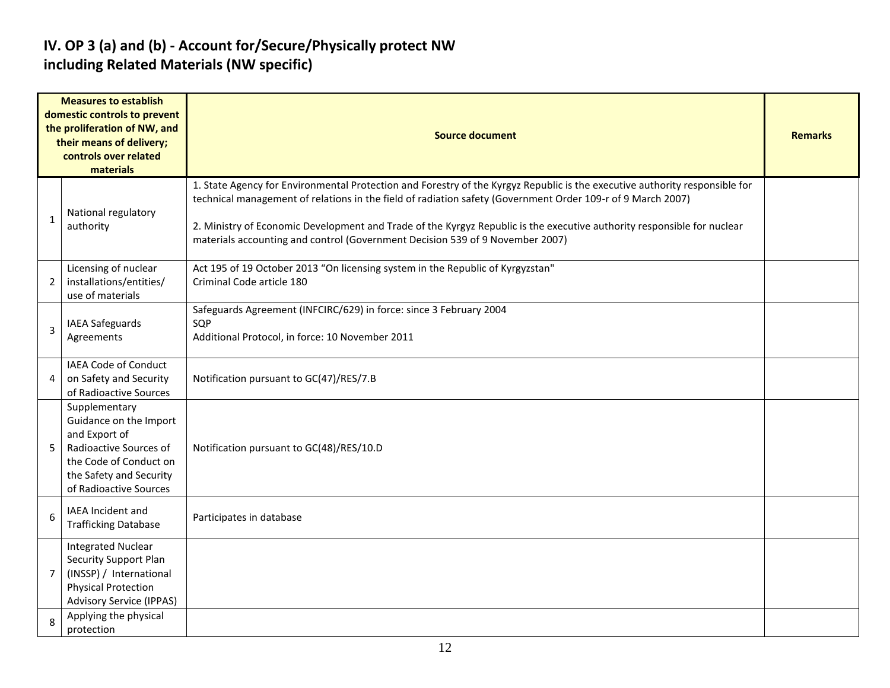## IV. OP 3 (a) and (b) - Account for/Secure/Physically protect NW including Related Materials (NW specific)

| | Measures to establish domestic controls to prevent the proliferation of NW, and their means of delivery; controls over related materials | Source document | Remarks |
|---|---|---|---|
| 1 | National regulatory authority | 1. State Agency for Environmental Protection and Forestry of the Kyrgyz Republic is the executive authority responsible for technical management of relations in the field of radiation safety (Government Order 109-r of 9 March 2007)<br><br>2. Ministry of Economic Development and Trade of the Kyrgyz Republic is the executive authority responsible for nuclear materials accounting and control (Government Decision 539 of 9 November 2007) | |
| 2 | Licensing of nuclear installations/entities/ use of materials | Act 195 of 19 October 2013 "On licensing system in the Republic of Kyrgyzstan"<br>Criminal Code article 180 | |
| 3 | IAEA Safeguards Agreements | Safeguards Agreement (INFCIRC/629) in force: since 3 February 2004<br>SQP<br>Additional Protocol, in force: 10 November 2011 | |
| 4 | IAEA Code of Conduct on Safety and Security of Radioactive Sources | Notification pursuant to GC(47)/RES/7.B | |
| 5 | Supplementary Guidance on the Import and Export of Radioactive Sources of the Code of Conduct on the Safety and Security of Radioactive Sources | Notification pursuant to GC(48)/RES/10.D | |
| 6 | IAEA Incident and Trafficking Database | Participates in database | |
| 7 | Integrated Nuclear Security Support Plan (INSSP) / International Physical Protection Advisory Service (IPPAS) | | |
| 8 | Applying the physical protection | | |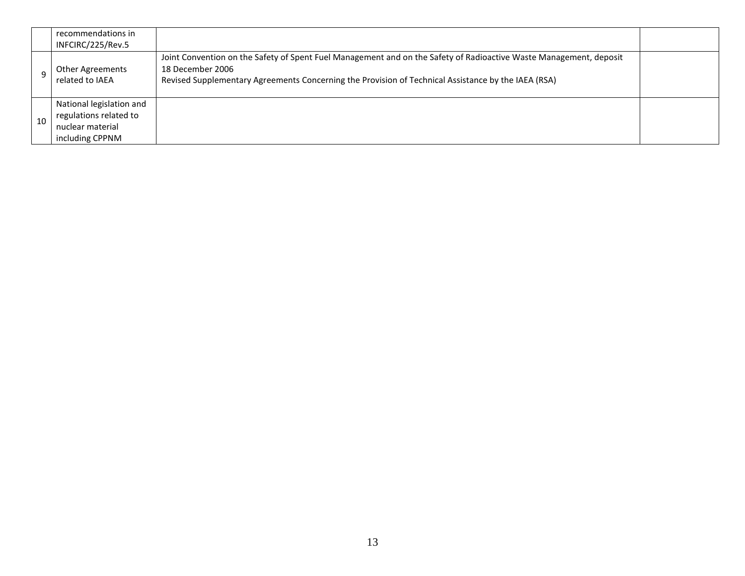|  |  |  |  |
|---|---|---|---|
|  | recommendations in INFCIRC/225/Rev.5 |  |  |
| 9 | Other Agreements related to IAEA | Joint Convention on the Safety of Spent Fuel Management and on the Safety of Radioactive Waste Management, deposit 18 December 2006<br>Revised Supplementary Agreements Concerning the Provision of Technical Assistance by the IAEA (RSA) |  |
| 10 | National legislation and regulations related to nuclear material including CPPNM |  |  |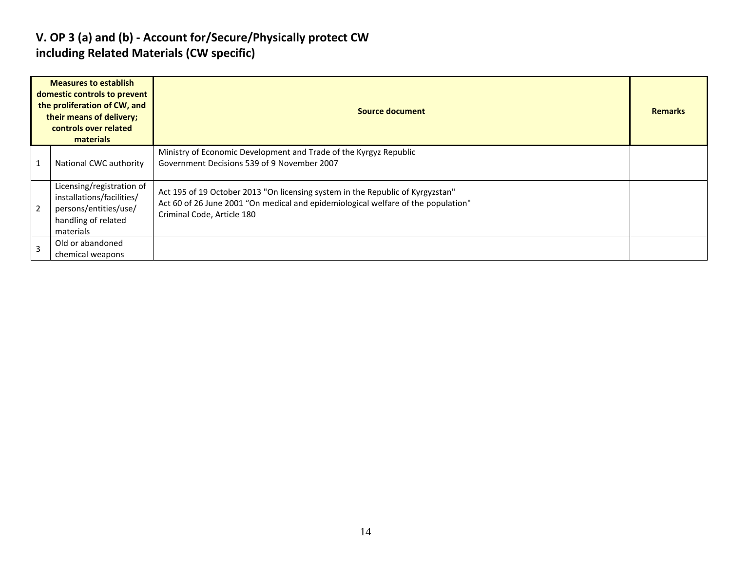## V. OP 3 (a) and (b) - Account for/Secure/Physically protect CW including Related Materials (CW specific)

| Measures to establish domestic controls to prevent the proliferation of CW, and their means of delivery; controls over related materials | | Source document | Remarks |
|---|---|---|---|
| 1 | National CWC authority | Ministry of Economic Development and Trade of the Kyrgyz Republic<br>Government Decisions 539 of 9 November 2007 | |
| 2 | Licensing/registration of installations/facilities/ persons/entities/use/ handling of related materials | Act 195 of 19 October 2013 "On licensing system in the Republic of Kyrgyzstan"<br>Act 60 of 26 June 2001 “On medical and epidemiological welfare of the population"<br>Criminal Code, Article 180 | |
| 3 | Old or abandoned chemical weapons | | |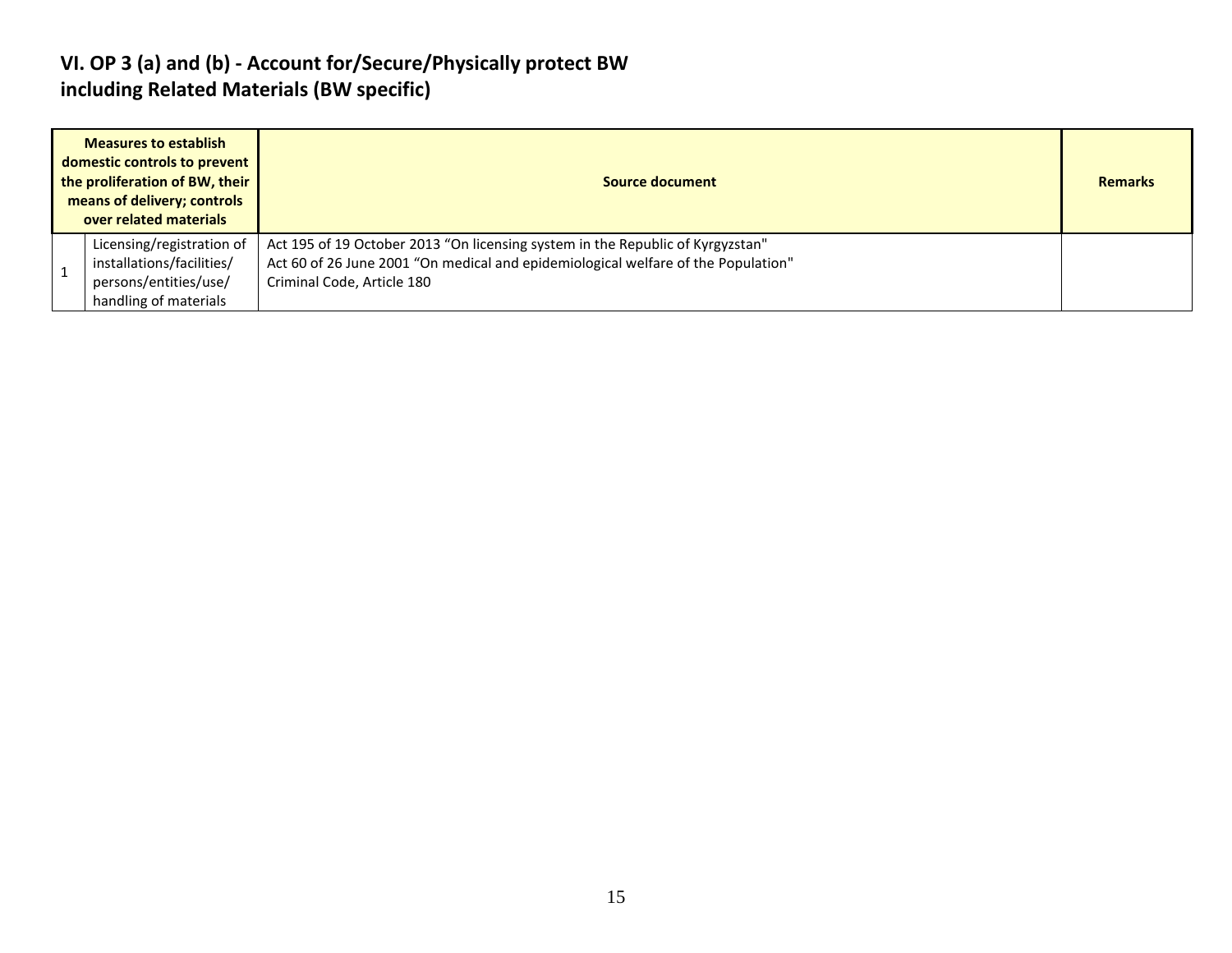## VI. OP 3 (a) and (b) - Account for/Secure/Physically protect BW including Related Materials (BW specific)

| Measures to establish domestic controls to prevent the proliferation of BW, their means of delivery; controls over related materials | | Source document | Remarks |
|---|---|---|---|
| 1 | Licensing/registration of installations/facilities/ persons/entities/use/ handling of materials | Act 195 of 19 October 2013 “On licensing system in the Republic of Kyrgyzstan"<br>Act 60 of 26 June 2001 “On medical and epidemiological welfare of the Population"<br>Criminal Code, Article 180 | |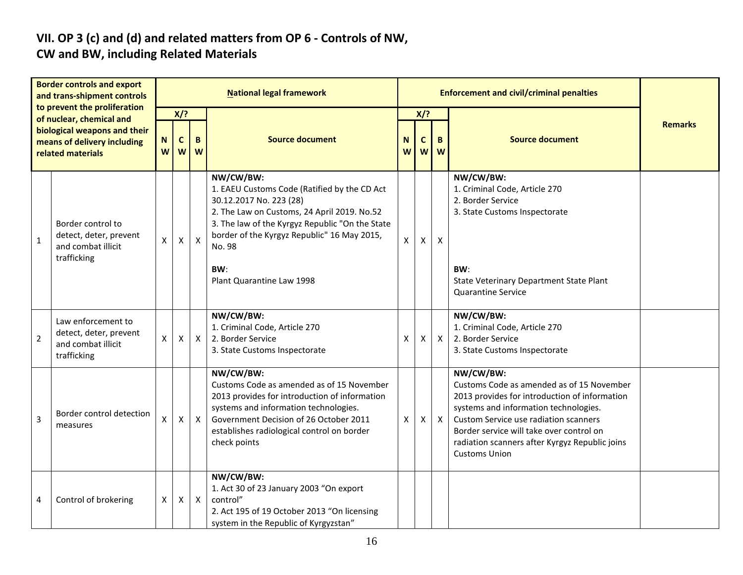## VII. OP 3 (c) and (d) and related matters from OP 6 - Controls of NW, CW and BW, including Related Materials

| Border controls and export and trans-shipment controls to prevent the proliferation of nuclear, chemical and biological weapons and their means of delivery including related materials | | National legal framework | | | | Enforcement and civil/criminal penalties | | | | Remarks |
|---|---|---|---|---|---|---|---|---|---|---|
| | | X/? | | | Source document | X/? | | | Source document | |
| | | NW | CW | BW | | NW | CW | BW | | |
| 1 | Border control to detect, deter, prevent and combat illicit trafficking | X | X | X | **NW/CW/BW:**<br>1. EAEU Customs Code (Ratified by the CD Act 30.12.2017 No. 223 (28)<br>2. The Law on Customs, 24 April 2019. No.52<br>3. The law of the Kyrgyz Republic "On the State border of the Kyrgyz Republic" 16 May 2015, No. 98<br><br>**BW**:<br>Plant Quarantine Law 1998 | X | X | X | **NW/CW/BW:**<br>1. Criminal Code, Article 270<br>2. Border Service<br>3. State Customs Inspectorate<br><br>**BW**:<br>State Veterinary Department State Plant Quarantine Service | |
| 2 | Law enforcement to detect, deter, prevent and combat illicit trafficking | X | X | X | **NW/CW/BW:**<br>1. Criminal Code, Article 270<br>2. Border Service<br>3. State Customs Inspectorate | X | X | X | **NW/CW/BW:**<br>1. Criminal Code, Article 270<br>2. Border Service<br>3. State Customs Inspectorate | |
| 3 | Border control detection measures | X | X | X | **NW/CW/BW:**<br>Customs Code as amended as of 15 November 2013 provides for introduction of information systems and information technologies.<br>Government Decision of 26 October 2011 establishes radiological control on border check points | X | X | X | **NW/CW/BW:**<br>Customs Code as amended as of 15 November 2013 provides for introduction of information systems and information technologies.<br>Custom Service use radiation scanners<br>Border service will take over control on radiation scanners after Kyrgyz Republic joins Customs Union | |
| 4 | Control of brokering | X | X | X | **NW/CW/BW:**<br>1. Act 30 of 23 January 2003 "On export control"<br>2. Act 195 of 19 October 2013 "On licensing system in the Republic of Kyrgyzstan" | | | | | |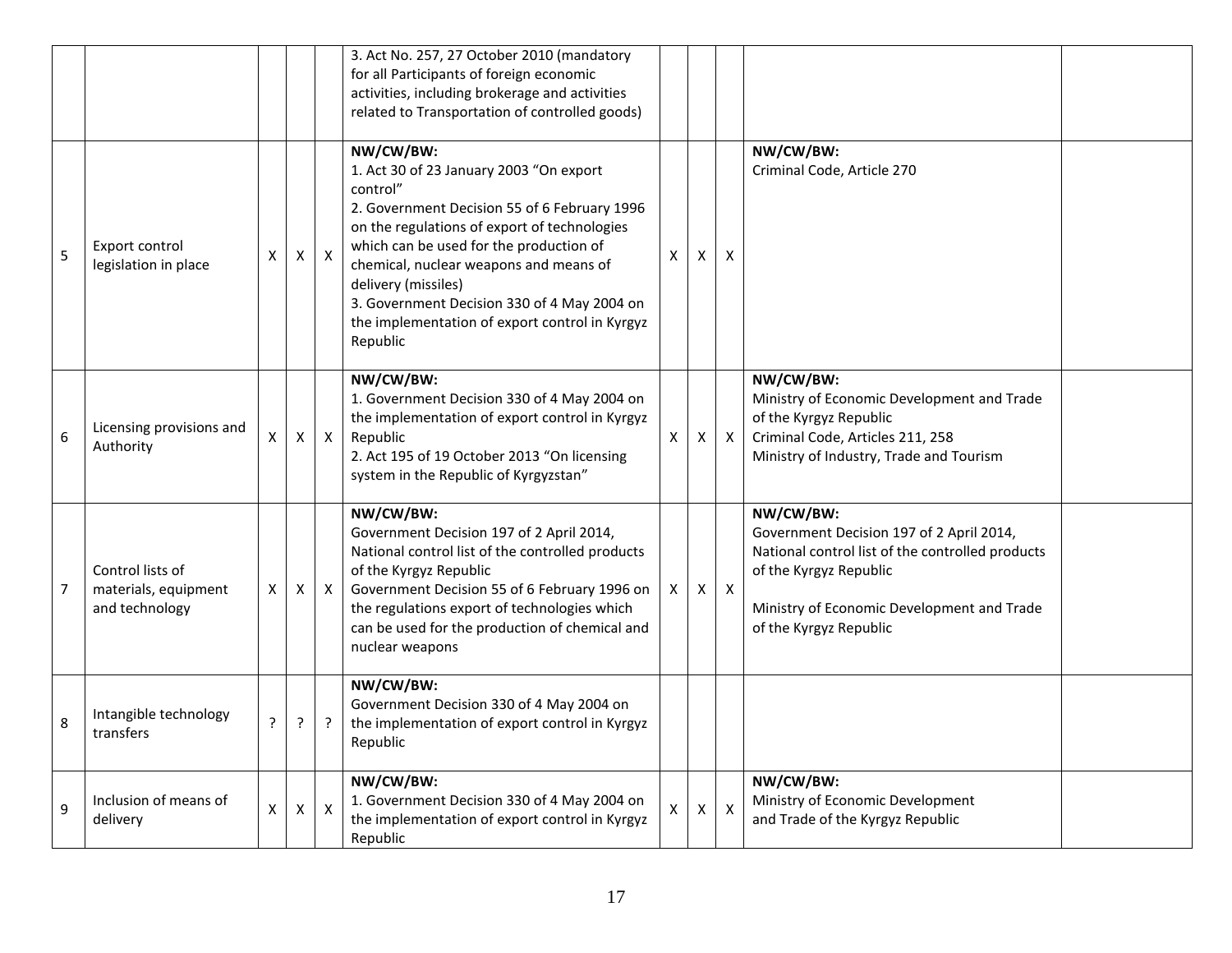|  |  |  |  |  |  |  |  |  |  |  |
|---|---|---|---|---|---|---|---|---|---|---|
|  |  |  |  |  | 3. Act No. 257, 27 October 2010 (mandatory for all Participants of foreign economic activities, including brokerage and activities related to Transportation of controlled goods) |  |  |  |  |  |
| 5 | Export control legislation in place | X | X | X | **NW/CW/BW:**<br>1. Act 30 of 23 January 2003 "On export control"<br>2. Government Decision 55 of 6 February 1996 on the regulations of export of technologies which can be used for the production of chemical, nuclear weapons and means of delivery (missiles)<br>3. Government Decision 330 of 4 May 2004 on the implementation of export control in Kyrgyz Republic | X | X | X | **NW/CW/BW:**<br>Criminal Code, Article 270 |  |
| 6 | Licensing provisions and Authority | X | X | X | **NW/CW/BW:**<br>1. Government Decision 330 of 4 May 2004 on the implementation of export control in Kyrgyz Republic<br>2. Act 195 of 19 October 2013 "On licensing system in the Republic of Kyrgyzstan" | X | X | X | **NW/CW/BW:**<br>Ministry of Economic Development and Trade of the Kyrgyz Republic<br>Criminal Code, Articles 211, 258<br>Ministry of Industry, Trade and Tourism |  |
| 7 | Control lists of materials, equipment and technology | X | X | X | **NW/CW/BW:**<br>Government Decision 197 of 2 April 2014, National control list of the controlled products of the Kyrgyz Republic<br>Government Decision 55 of 6 February 1996 on the regulations export of technologies which can be used for the production of chemical and nuclear weapons | X | X | X | **NW/CW/BW:**<br>Government Decision 197 of 2 April 2014, National control list of the controlled products of the Kyrgyz Republic<br><br>Ministry of Economic Development and Trade of the Kyrgyz Republic |  |
| 8 | Intangible technology transfers | ? | ? | ? | **NW/CW/BW:**<br>Government Decision 330 of 4 May 2004 on the implementation of export control in Kyrgyz Republic |  |  |  |  |  |
| 9 | Inclusion of means of delivery | X | X | X | **NW/CW/BW:**<br>1. Government Decision 330 of 4 May 2004 on the implementation of export control in Kyrgyz Republic | X | X | X | **NW/CW/BW:**<br>Ministry of Economic Development and Trade of the Kyrgyz Republic |  |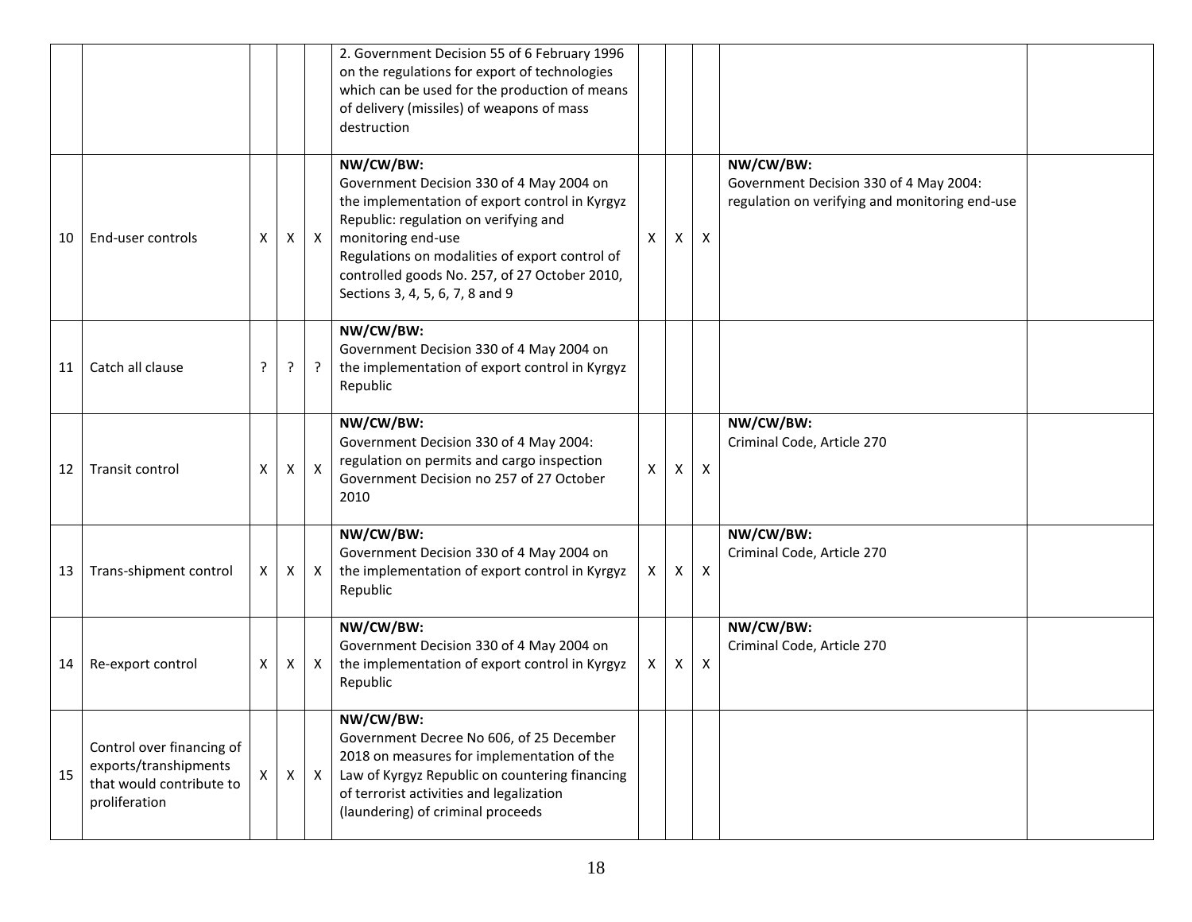| | | | | | | | | | | |
|---|---|---|---|---|---|---|---|---|---|---|
| | | | | | 2. Government Decision 55 of 6 February 1996 on the regulations for export of technologies which can be used for the production of means of delivery (missiles) of weapons of mass destruction | | | | | |
| 10 | End-user controls | X | X | X | **NW/CW/BW:** Government Decision 330 of 4 May 2004 on the implementation of export control in Kyrgyz Republic: regulation on verifying and monitoring end-use Regulations on modalities of export control of controlled goods No. 257, of 27 October 2010, Sections 3, 4, 5, 6, 7, 8 and 9 | X | X | X | **NW/CW/BW:** Government Decision 330 of 4 May 2004: regulation on verifying and monitoring end-use | |
| 11 | Catch all clause | ? | ? | ? | **NW/CW/BW:** Government Decision 330 of 4 May 2004 on the implementation of export control in Kyrgyz Republic | | | | | |
| 12 | Transit control | X | X | X | **NW/CW/BW:** Government Decision 330 of 4 May 2004: regulation on permits and cargo inspection Government Decision no 257 of 27 October 2010 | X | X | X | **NW/CW/BW:** Criminal Code, Article 270 | |
| 13 | Trans-shipment control | X | X | X | **NW/CW/BW:** Government Decision 330 of 4 May 2004 on the implementation of export control in Kyrgyz Republic | X | X | X | **NW/CW/BW:** Criminal Code, Article 270 | |
| 14 | Re-export control | X | X | X | **NW/CW/BW:** Government Decision 330 of 4 May 2004 on the implementation of export control in Kyrgyz Republic | X | X | X | **NW/CW/BW:** Criminal Code, Article 270 | |
| 15 | Control over financing of exports/transhipments that would contribute to proliferation | X | X | X | **NW/CW/BW:** Government Decree No 606, of 25 December 2018 on measures for implementation of the Law of Kyrgyz Republic on countering financing of terrorist activities and legalization (laundering) of criminal proceeds | | | | | |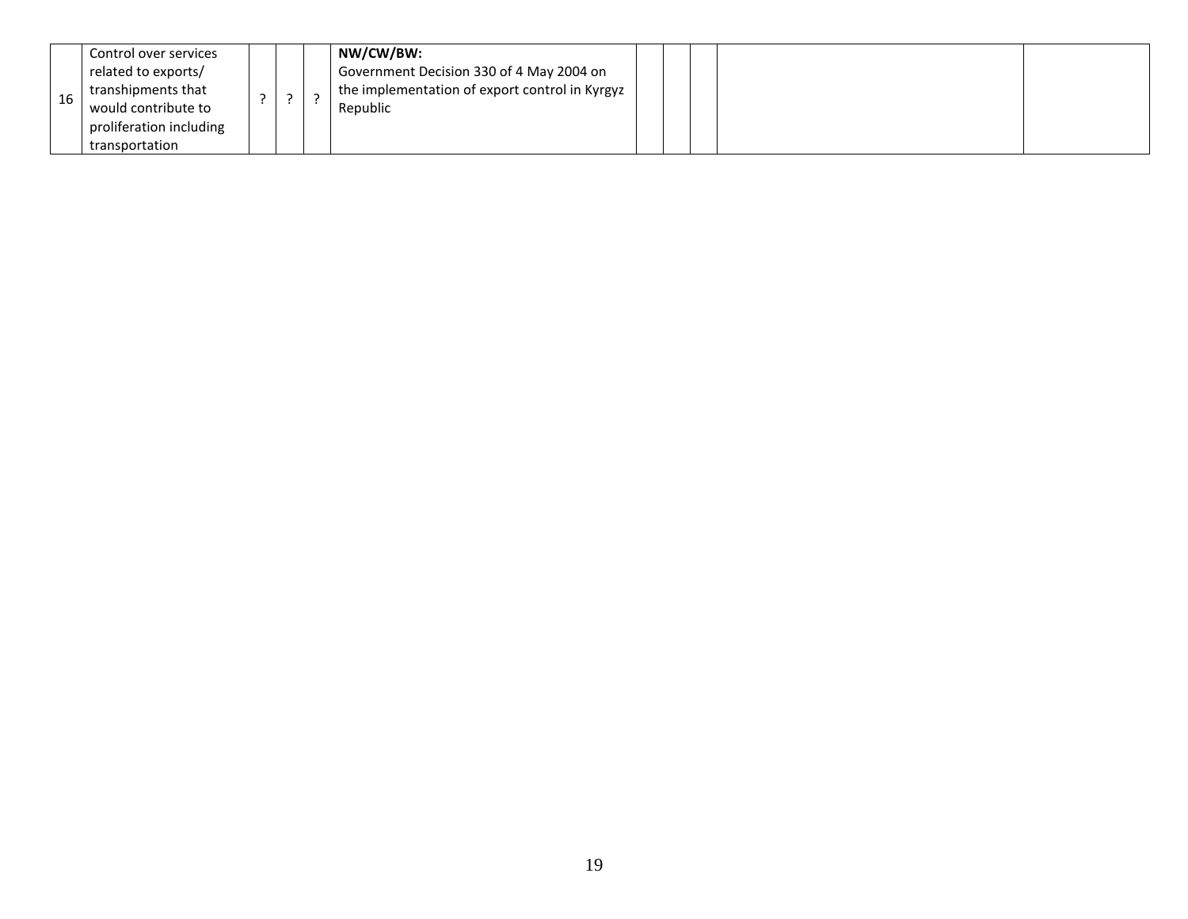| | | | | | | | | | | |
|---|---|---|---|---|---|---|---|---|---|---|
| 16 | Control over services related to exports/ transhipments that would contribute to proliferation including transportation | ? | ? | ? | **NW/CW/BW:** Government Decision 330 of 4 May 2004 on the implementation of export control in Kyrgyz Republic | | | | | |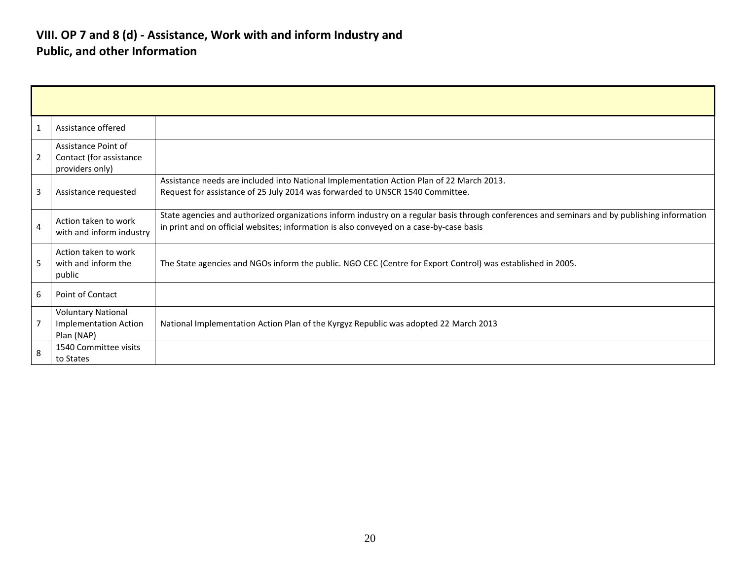## VIII. OP 7 and 8 (d) - Assistance, Work with and inform Industry and Public, and other Information

| | | |
|---|---|---|
| 1 | Assistance offered | |
| 2 | Assistance Point of Contact (for assistance providers only) | |
| 3 | Assistance requested | Assistance needs are included into National Implementation Action Plan of 22 March 2013.<br>Request for assistance of 25 July 2014 was forwarded to UNSCR 1540 Committee. |
| 4 | Action taken to work with and inform industry | State agencies and authorized organizations inform industry on a regular basis through conferences and seminars and by publishing information in print and on official websites; information is also conveyed on a case-by-case basis |
| 5 | Action taken to work with and inform the public | The State agencies and NGOs inform the public. NGO CEC (Centre for Export Control) was established in 2005. |
| 6 | Point of Contact | |
| 7 | Voluntary National Implementation Action Plan (NAP) | National Implementation Action Plan of the Kyrgyz Republic was adopted 22 March 2013 |
| 8 | 1540 Committee visits to States | |